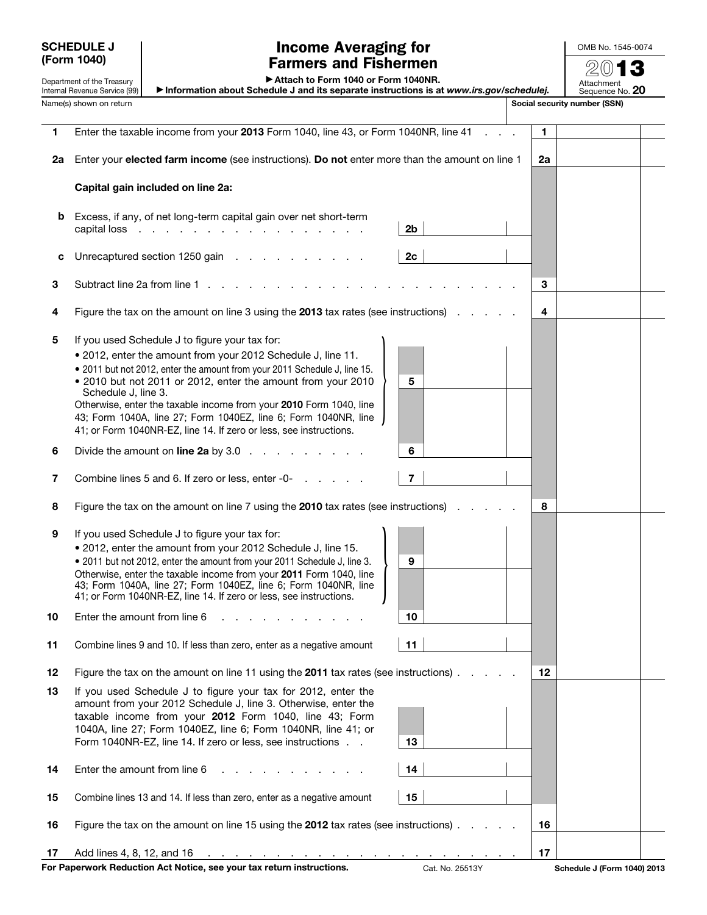**SCHEDULE J (Form 1040)**

Department of the Treasury
Internal Revenue Service (99)

# Income Averaging for Farmers and Fishermen

▶ Attach to Form 1040 or Form 1040NR.

▶ Information about Schedule J and its separate instructions is at *www.irs.gov/schedulej.*

OMB No. 1545-0074

**2013**

Attachment Sequence No. **20**

Name(s) shown on return | **Social security number (SSN)**

| Line | Description | | | Line | Amount |
|---|---|---|---|---|---|
| **1** | Enter the taxable income from your **2013** Form 1040, line 43, or Form 1040NR, line 41 | | | **1** | |
| **2a** | Enter your **elected farm income** (see instructions). **Do not** enter more than the amount on line 1 | | | **2a** | |
| | **Capital gain included on line 2a:** | | | | |
| **b** | Excess, if any, of net long-term capital gain over net short-term capital loss | **2b** | | | |
| **c** | Unrecaptured section 1250 gain | **2c** | | | |
| **3** | Subtract line 2a from line 1 | | | **3** | |
| **4** | Figure the tax on the amount on line 3 using the **2013** tax rates (see instructions) | | | **4** | |
| **5** | If you used Schedule J to figure your tax for: • 2012, enter the amount from your 2012 Schedule J, line 11. • 2011 but not 2012, enter the amount from your 2011 Schedule J, line 15. • 2010 but not 2011 or 2012, enter the amount from your 2010 Schedule J, line 3. Otherwise, enter the taxable income from your **2010** Form 1040, line 43; Form 1040A, line 27; Form 1040EZ, line 6; Form 1040NR, line 41; or Form 1040NR-EZ, line 14. If zero or less, see instructions. | **5** | | | |
| **6** | Divide the amount on **line 2a** by 3.0 | **6** | | | |
| **7** | Combine lines 5 and 6. If zero or less, enter -0- | **7** | | | |
| **8** | Figure the tax on the amount on line 7 using the **2010** tax rates (see instructions) | | | **8** | |
| **9** | If you used Schedule J to figure your tax for: • 2012, enter the amount from your 2012 Schedule J, line 15. • 2011 but not 2012, enter the amount from your 2011 Schedule J, line 3. Otherwise, enter the taxable income from your **2011** Form 1040, line 43; Form 1040A, line 27; Form 1040EZ, line 6; Form 1040NR, line 41; or Form 1040NR-EZ, line 14. If zero or less, see instructions. | **9** | | | |
| **10** | Enter the amount from line 6 | **10** | | | |
| **11** | Combine lines 9 and 10. If less than zero, enter as a negative amount | **11** | | | |
| **12** | Figure the tax on the amount on line 11 using the **2011** tax rates (see instructions) | | | **12** | |
| **13** | If you used Schedule J to figure your tax for 2012, enter the amount from your 2012 Schedule J, line 3. Otherwise, enter the taxable income from your **2012** Form 1040, line 43; Form 1040A, line 27; Form 1040EZ, line 6; Form 1040NR, line 41; or Form 1040NR-EZ, line 14. If zero or less, see instructions | **13** | | | |
| **14** | Enter the amount from line 6 | **14** | | | |
| **15** | Combine lines 13 and 14. If less than zero, enter as a negative amount | **15** | | | |
| **16** | Figure the tax on the amount on line 15 using the **2012** tax rates (see instructions) | | | **16** | |
| **17** | Add lines 4, 8, 12, and 16 | | | **17** | |

**For Paperwork Reduction Act Notice, see your tax return instructions.** Cat. No. 25513Y **Schedule J (Form 1040) 2013**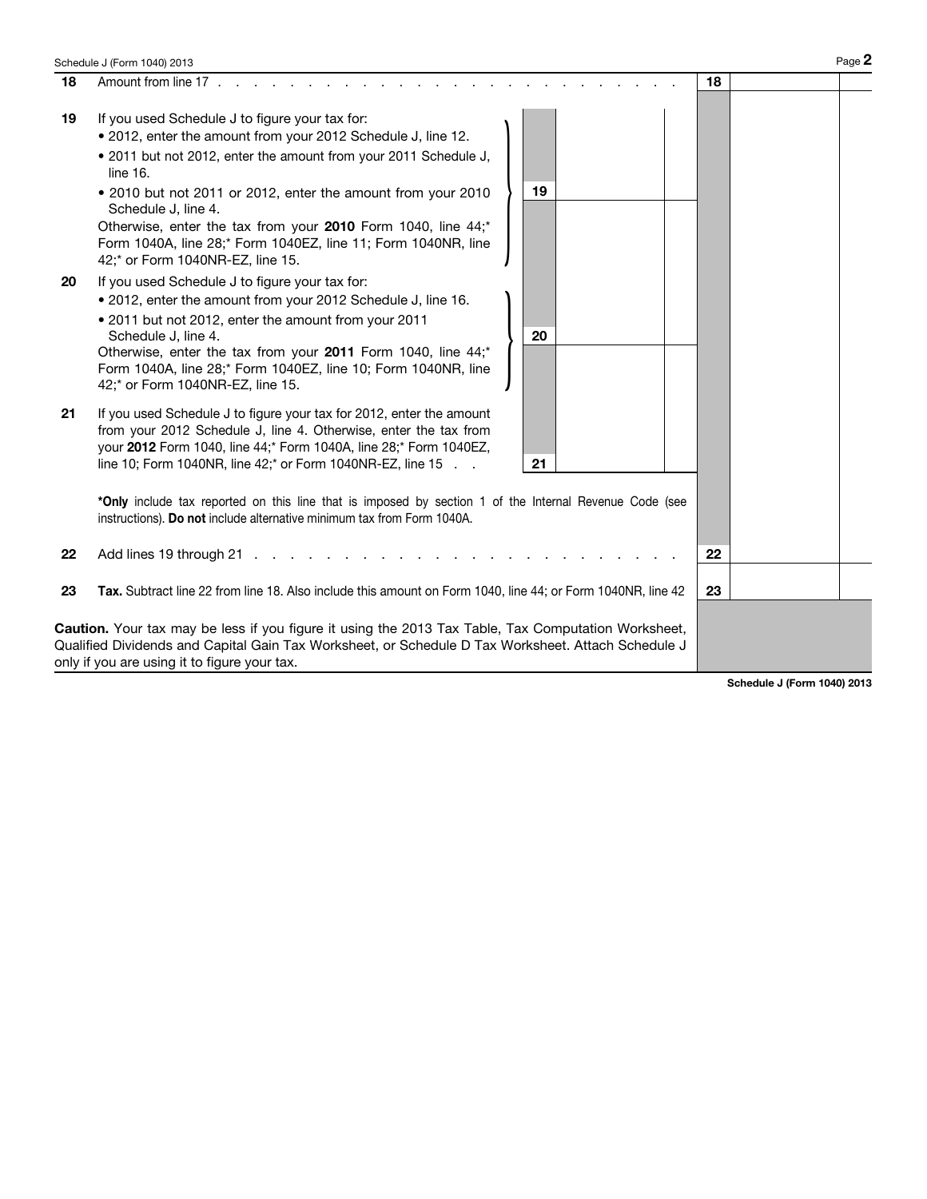| | | | |
|---|---|---|---|
| **18** | Amount from line 17 . . . . . . . . . . . . . . . . . . . . . . . . . . . . . . | **18** | |
| **19** | If you used Schedule J to figure your tax for:<br>• 2012, enter the amount from your 2012 Schedule J, line 12.<br>• 2011 but not 2012, enter the amount from your 2011 Schedule J, line 16.<br>• 2010 but not 2011 or 2012, enter the amount from your 2010 Schedule J, line 4.<br>Otherwise, enter the tax from your **2010** Form 1040, line 44;* Form 1040A, line 28;* Form 1040EZ, line 11; Form 1040NR, line 42;* or Form 1040NR-EZ, line 15. **19** | | |
| **20** | If you used Schedule J to figure your tax for:<br>• 2012, enter the amount from your 2012 Schedule J, line 16.<br>• 2011 but not 2012, enter the amount from your 2011 Schedule J, line 4.<br>Otherwise, enter the tax from your **2011** Form 1040, line 44;* Form 1040A, line 28;* Form 1040EZ, line 10; Form 1040NR, line 42;* or Form 1040NR-EZ, line 15. **20** | | |
| **21** | If you used Schedule J to figure your tax for 2012, enter the amount from your 2012 Schedule J, line 4. Otherwise, enter the tax from your **2012** Form 1040, line 44;* Form 1040A, line 28;* Form 1040EZ, line 10; Form 1040NR, line 42;* or Form 1040NR-EZ, line 15 . . **21** | | |
| | ***Only** include tax reported on this line that is imposed by section 1 of the Internal Revenue Code (see instructions). **Do not** include alternative minimum tax from Form 1040A. | | |
| **22** | Add lines 19 through 21 . . . . . . . . . . . . . . . . . . . . . . . . . . . . | **22** | |
| **23** | **Tax.** Subtract line 22 from line 18. Also include this amount on Form 1040, line 44; or Form 1040NR, line 42 | **23** | |

**Caution.** Your tax may be less if you figure it using the 2013 Tax Table, Tax Computation Worksheet, Qualified Dividends and Capital Gain Tax Worksheet, or Schedule D Tax Worksheet. Attach Schedule J only if you are using it to figure your tax.